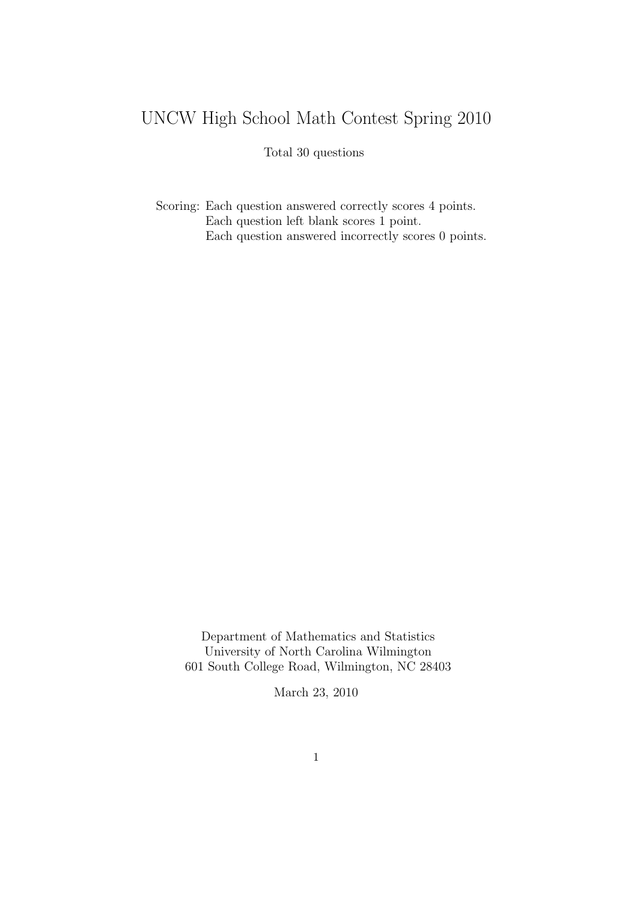# UNCW High School Math Contest Spring 2010

Total 30 questions

Scoring: Each question answered correctly scores 4 points.
Each question left blank scores 1 point.
Each question answered incorrectly scores 0 points.

Department of Mathematics and Statistics
University of North Carolina Wilmington
601 South College Road, Wilmington, NC 28403

March 23, 2010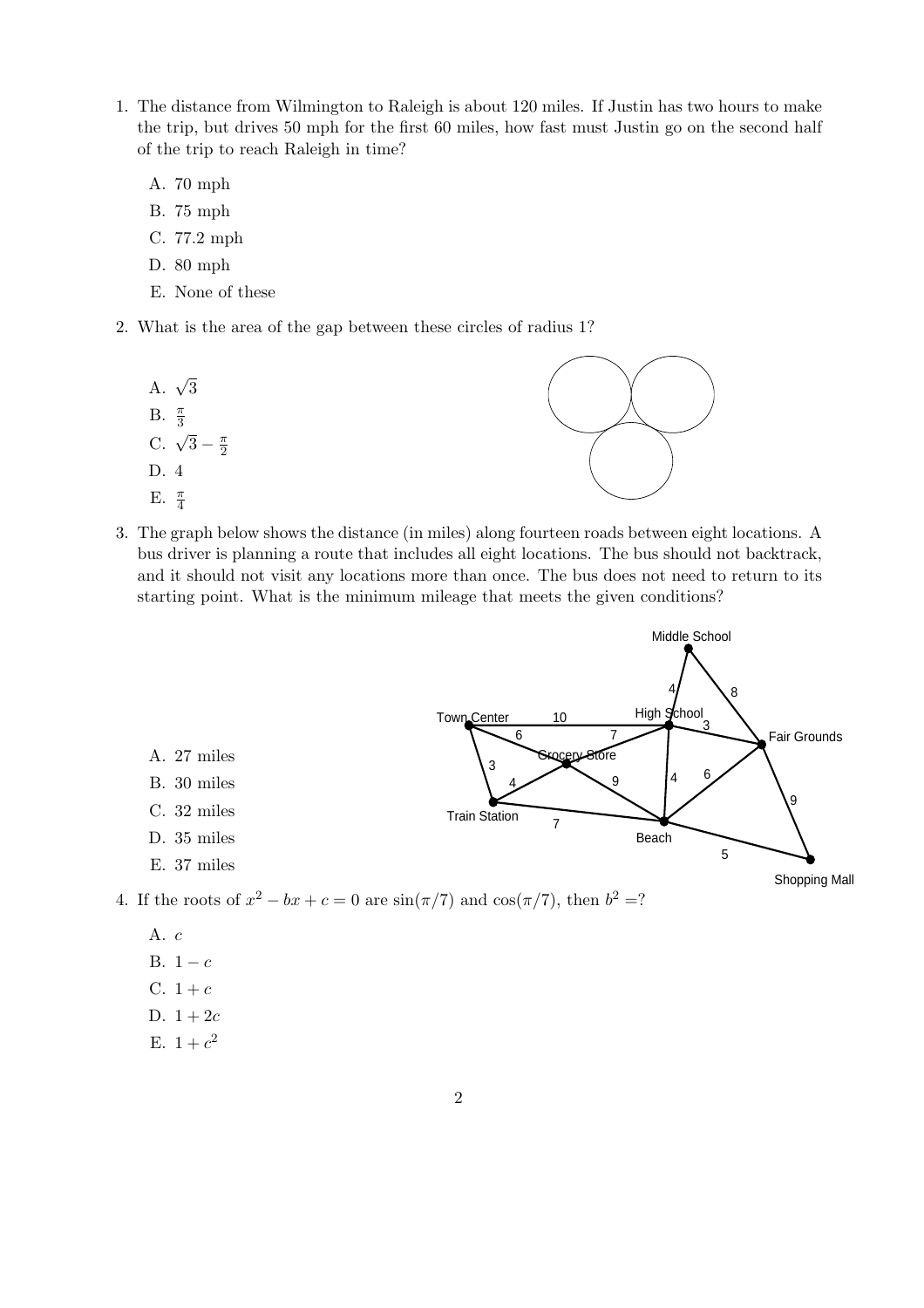1. The distance from Wilmington to Raleigh is about 120 miles. If Justin has two hours to make the trip, but drives 50 mph for the first 60 miles, how fast must Justin go on the second half of the trip to reach Raleigh in time?

   A. 70 mph

   B. 75 mph

   C. 77.2 mph

   D. 80 mph

   E. None of these

2. What is the area of the gap between these circles of radius 1?

   A. $\sqrt{3}$

   B. $\frac{\pi}{3}$

   C. $\sqrt{3} - \frac{\pi}{2}$

   D. 4

   E. $\frac{\pi}{4}$

3. The graph below shows the distance (in miles) along fourteen roads between eight locations. A bus driver is planning a route that includes all eight locations. The bus should not backtrack, and it should not visit any locations more than once. The bus does not need to return to its starting point. What is the minimum mileage that meets the given conditions?

   A. 27 miles

   B. 30 miles

   C. 32 miles

   D. 35 miles

   E. 37 miles

4. If the roots of $x^2 - bx + c = 0$ are $\sin(\pi/7)$ and $\cos(\pi/7)$, then $b^2 =$?

   A. $c$

   B. $1 - c$

   C. $1 + c$

   D. $1 + 2c$

   E. $1 + c^2$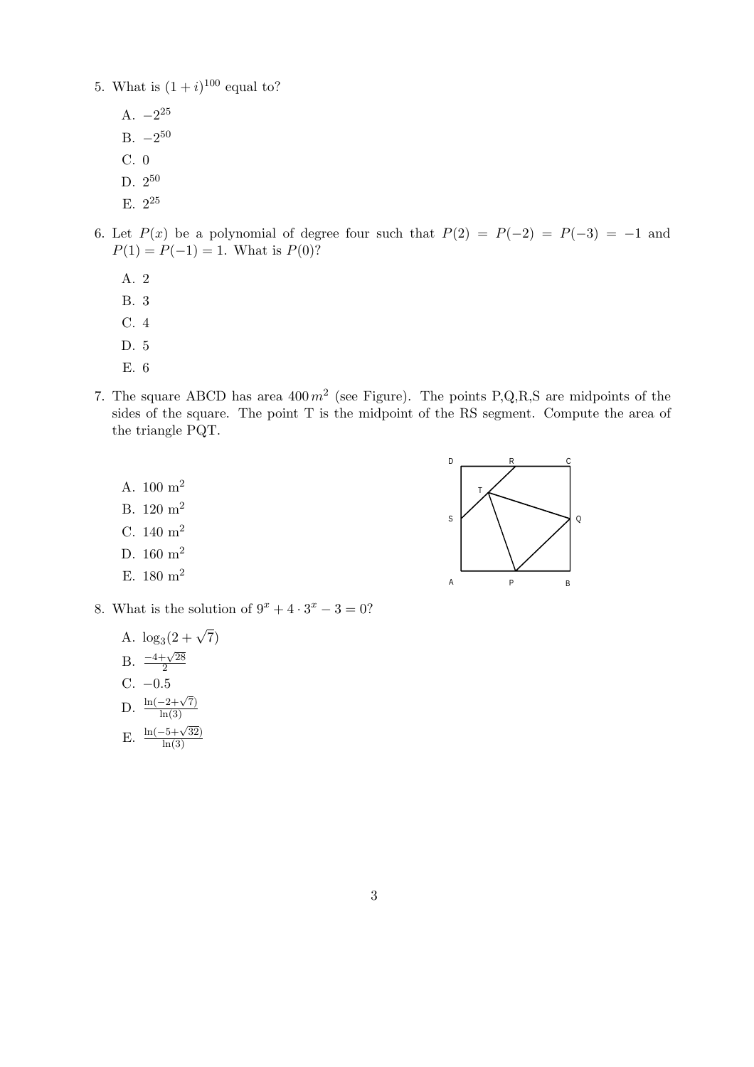5. What is $(1+i)^{100}$ equal to?

   A. $-2^{25}$

   B. $-2^{50}$

   C. 0

   D. $2^{50}$

   E. $2^{25}$

6. Let $P(x)$ be a polynomial of degree four such that $P(2) = P(-2) = P(-3) = -1$ and $P(1) = P(-1) = 1$. What is $P(0)$?

   A. 2

   B. 3

   C. 4

   D. 5

   E. 6

7. The square ABCD has area $400\, m^2$ (see Figure). The points P,Q,R,S are midpoints of the sides of the square. The point T is the midpoint of the RS segment. Compute the area of the triangle PQT.

   A. 100 m$^2$

   B. 120 m$^2$

   C. 140 m$^2$

   D. 160 m$^2$

   E. 180 m$^2$

8. What is the solution of $9^x + 4 \cdot 3^x - 3 = 0$?

   A. $\log_3(2+\sqrt{7})$

   B. $\frac{-4+\sqrt{28}}{2}$

   C. $-0.5$

   D. $\frac{\ln(-2+\sqrt{7})}{\ln(3)}$

   E. $\frac{\ln(-5+\sqrt{32})}{\ln(3)}$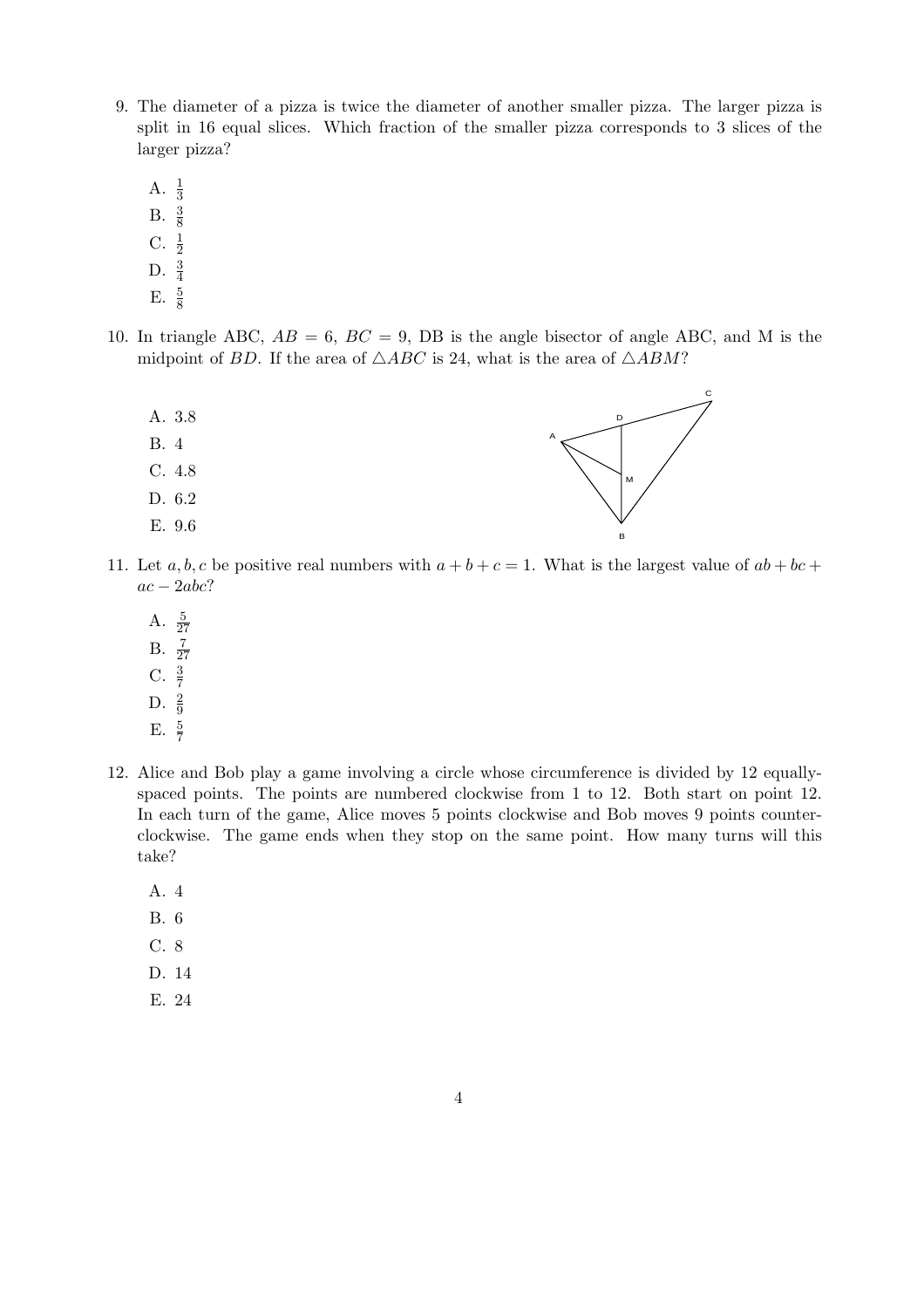9. The diameter of a pizza is twice the diameter of another smaller pizza. The larger pizza is split in 16 equal slices. Which fraction of the smaller pizza corresponds to 3 slices of the larger pizza?

   A. $\frac{1}{3}$
   B. $\frac{3}{8}$
   C. $\frac{1}{2}$
   D. $\frac{3}{4}$
   E. $\frac{5}{8}$

10. In triangle ABC, $AB = 6$, $BC = 9$, DB is the angle bisector of angle ABC, and M is the midpoint of $BD$. If the area of $\triangle ABC$ is 24, what is the area of $\triangle ABM$?

    A. 3.8
    B. 4
    C. 4.8
    D. 6.2
    E. 9.6

11. Let $a, b, c$ be positive real numbers with $a + b + c = 1$. What is the largest value of $ab + bc + ac - 2abc$?

    A. $\frac{5}{27}$
    B. $\frac{7}{27}$
    C. $\frac{3}{7}$
    D. $\frac{2}{9}$
    E. $\frac{5}{7}$

12. Alice and Bob play a game involving a circle whose circumference is divided by 12 equally-spaced points. The points are numbered clockwise from 1 to 12. Both start on point 12. In each turn of the game, Alice moves 5 points clockwise and Bob moves 9 points counter-clockwise. The game ends when they stop on the same point. How many turns will this take?

    A. 4
    B. 6
    C. 8
    D. 14
    E. 24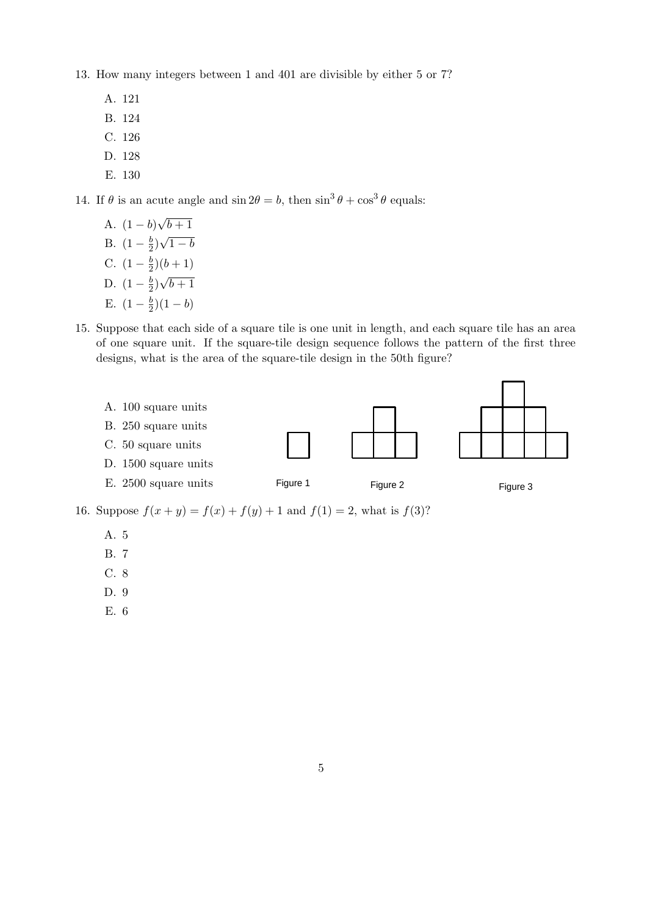13. How many integers between 1 and 401 are divisible by either 5 or 7?

    A. 121
    B. 124
    C. 126
    D. 128
    E. 130

14. If $\theta$ is an acute angle and $\sin 2\theta = b$, then $\sin^3\theta + \cos^3\theta$ equals:

    A. $(1-b)\sqrt{b+1}$
    B. $(1-\frac{b}{2})\sqrt{1-b}$
    C. $(1-\frac{b}{2})(b+1)$
    D. $(1-\frac{b}{2})\sqrt{b+1}$
    E. $(1-\frac{b}{2})(1-b)$

15. Suppose that each side of a square tile is one unit in length, and each square tile has an area of one square unit. If the square-tile design sequence follows the pattern of the first three designs, what is the area of the square-tile design in the 50th figure?

    A. 100 square units
    B. 250 square units
    C. 50 square units
    D. 1500 square units
    E. 2500 square units

    Figure 1 Figure 2 Figure 3

16. Suppose $f(x+y) = f(x) + f(y) + 1$ and $f(1) = 2$, what is $f(3)$?

    A. 5
    B. 7
    C. 8
    D. 9
    E. 6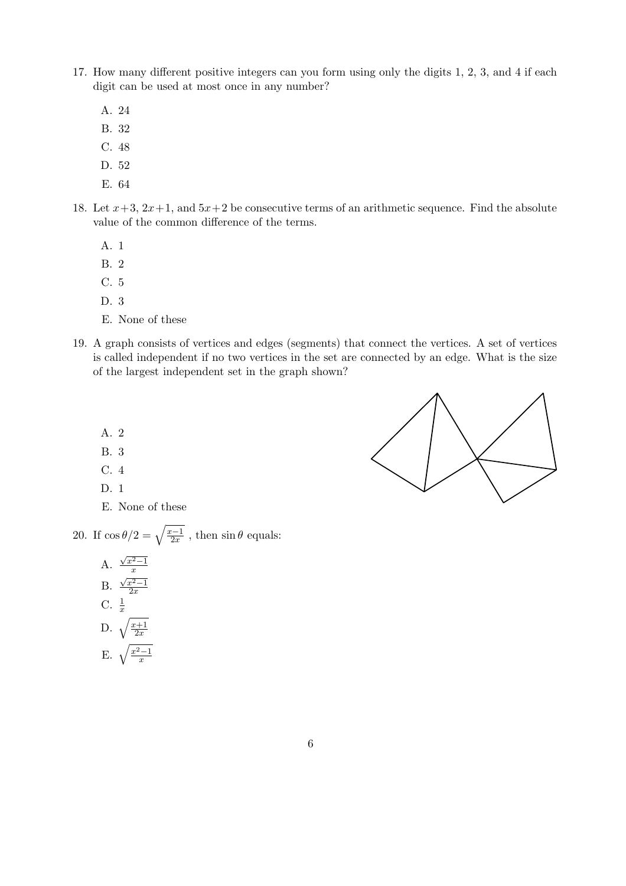17. How many different positive integers can you form using only the digits 1, 2, 3, and 4 if each digit can be used at most once in any number?

    A. 24

    B. 32

    C. 48

    D. 52

    E. 64

18. Let $x+3$, $2x+1$, and $5x+2$ be consecutive terms of an arithmetic sequence. Find the absolute value of the common difference of the terms.

    A. 1

    B. 2

    C. 5

    D. 3

    E. None of these

19. A graph consists of vertices and edges (segments) that connect the vertices. A set of vertices is called independent if no two vertices in the set are connected by an edge. What is the size of the largest independent set in the graph shown?

    A. 2

    B. 3

    C. 4

    D. 1

    E. None of these

20. If $\cos\theta/2 = \sqrt{\frac{x-1}{2x}}$ , then $\sin\theta$ equals:

    A. $\frac{\sqrt{x^2-1}}{x}$

    B. $\frac{\sqrt{x^2-1}}{2x}$

    C. $\frac{1}{x}$

    D. $\sqrt{\frac{x+1}{2x}}$

    E. $\sqrt{\frac{x^2-1}{x}}$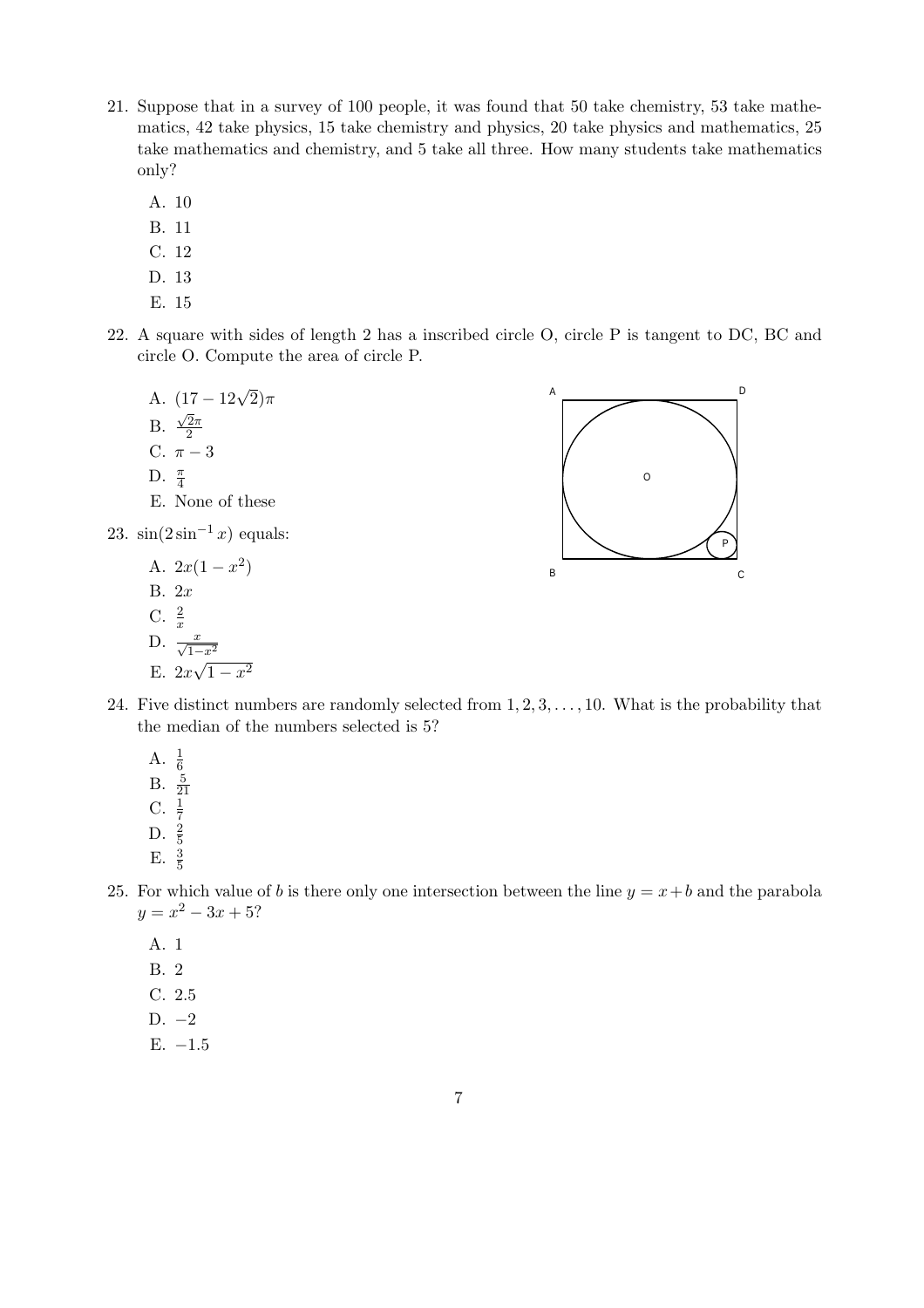21. Suppose that in a survey of 100 people, it was found that 50 take chemistry, 53 take mathematics, 42 take physics, 15 take chemistry and physics, 20 take physics and mathematics, 25 take mathematics and chemistry, and 5 take all three. How many students take mathematics only?

    A. 10
    B. 11
    C. 12
    D. 13
    E. 15

22. A square with sides of length 2 has a inscribed circle O, circle P is tangent to DC, BC and circle O. Compute the area of circle P.

    A. $(17 - 12\sqrt{2})\pi$
    B. $\frac{\sqrt{2}\pi}{2}$
    C. $\pi - 3$
    D. $\frac{\pi}{4}$
    E. None of these

23. $\sin(2\sin^{-1} x)$ equals:

    A. $2x(1 - x^2)$
    B. $2x$
    C. $\frac{2}{x}$
    D. $\frac{x}{\sqrt{1-x^2}}$
    E. $2x\sqrt{1 - x^2}$

24. Five distinct numbers are randomly selected from $1, 2, 3, \ldots, 10$. What is the probability that the median of the numbers selected is 5?

    A. $\frac{1}{6}$
    B. $\frac{5}{21}$
    C. $\frac{1}{7}$
    D. $\frac{2}{5}$
    E. $\frac{3}{5}$

25. For which value of $b$ is there only one intersection between the line $y = x + b$ and the parabola $y = x^2 - 3x + 5$?

    A. 1
    B. 2
    C. 2.5
    D. $-2$
    E. $-1.5$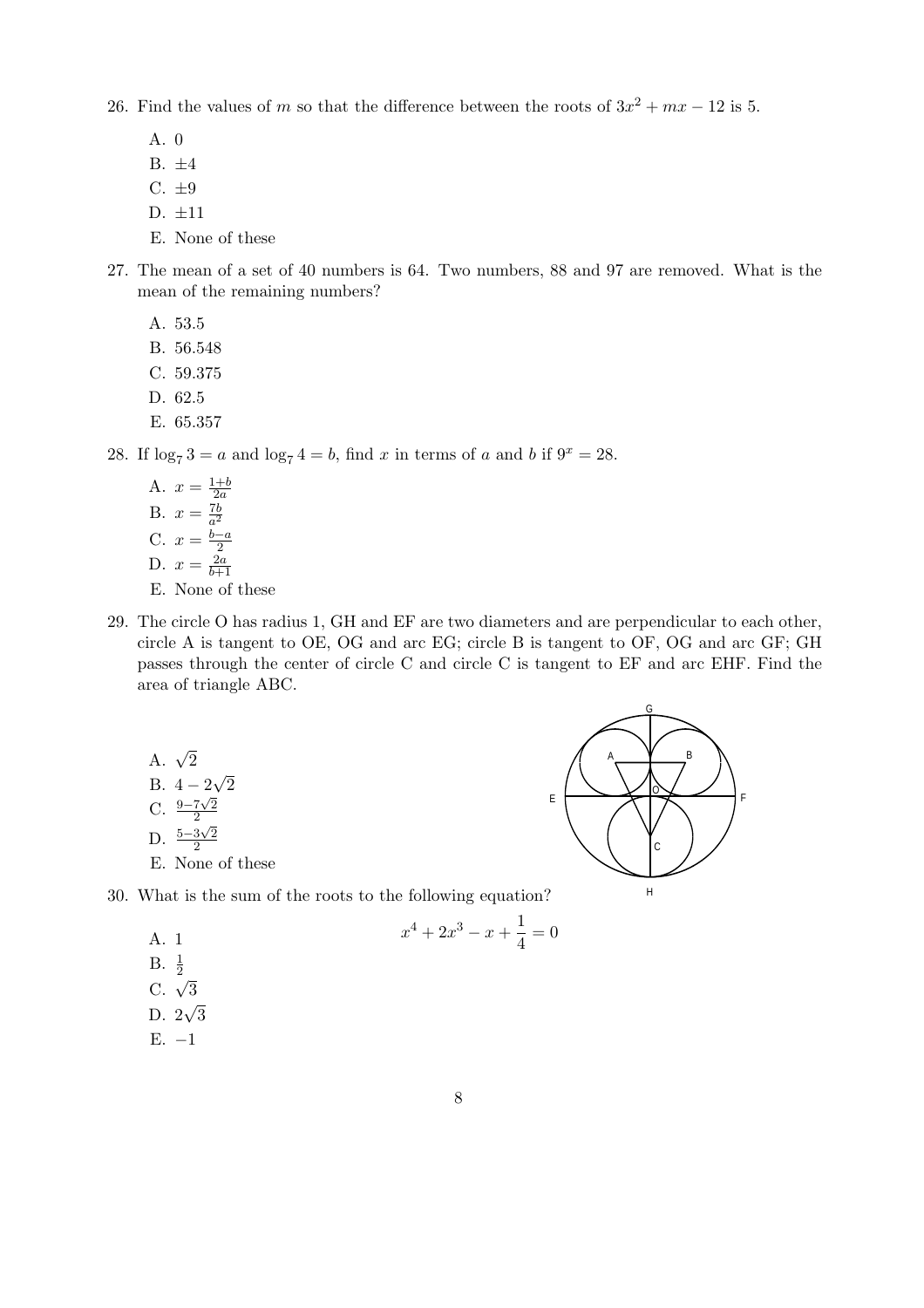26. Find the values of $m$ so that the difference between the roots of $3x^2 + mx - 12$ is 5.

    A. 0
    B. $\pm 4$
    C. $\pm 9$
    D. $\pm 11$
    E. None of these

27. The mean of a set of 40 numbers is 64. Two numbers, 88 and 97 are removed. What is the mean of the remaining numbers?

    A. 53.5
    B. 56.548
    C. 59.375
    D. 62.5
    E. 65.357

28. If $\log_7 3 = a$ and $\log_7 4 = b$, find $x$ in terms of $a$ and $b$ if $9^x = 28$.

    A. $x = \frac{1+b}{2a}$
    B. $x = \frac{7b}{a^2}$
    C. $x = \frac{b-a}{2}$
    D. $x = \frac{2a}{b+1}$
    E. None of these

29. The circle O has radius 1, GH and EF are two diameters and are perpendicular to each other, circle A is tangent to OE, OG and arc EG; circle B is tangent to OF, OG and arc GF; GH passes through the center of circle C and circle C is tangent to EF and arc EHF. Find the area of triangle ABC.

    G
    A
    B
    O
    E
    F
    C
    H

    A. $\sqrt{2}$
    B. $4 - 2\sqrt{2}$
    C. $\frac{9-7\sqrt{2}}{2}$
    D. $\frac{5-3\sqrt{2}}{2}$
    E. None of these

30. What is the sum of the roots to the following equation?

$$x^4 + 2x^3 - x + \frac{1}{4} = 0$$

    A. 1
    B. $\frac{1}{2}$
    C. $\sqrt{3}$
    D. $2\sqrt{3}$
    E. $-1$